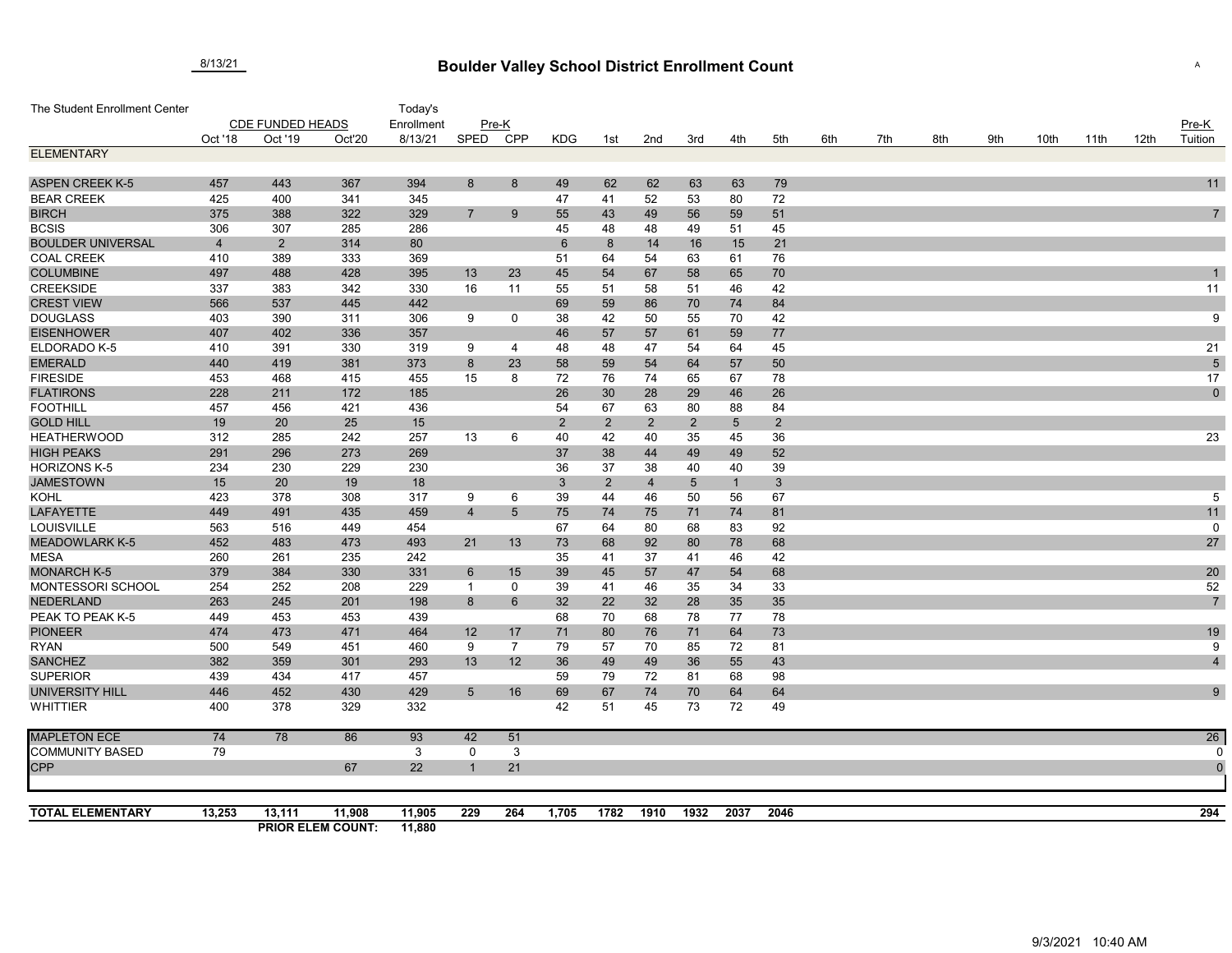8/13/21

# Boulder Valley School District Enrollment Count

| The Student Enrollment Center | CDE FUNDED HEADS | | | Today's Enrollment | Pre-K | | | | | | | | | | | | | | | | Pre-K |
|---|---|---|---|---|---|---|---|---|---|---|---|---|---|---|---|---|---|---|---|---|---|
| | Oct '18 | Oct '19 | Oct'20 | 8/13/21 | SPED | CPP | KDG | 1st | 2nd | 3rd | 4th | 5th | 6th | 7th | 8th | 9th | 10th | 11th | 12th | | Tuition |
| **ELEMENTARY** | | | | | | | | | | | | | | | | | | | | | |
| ASPEN CREEK K-5 | 457 | 443 | 367 | 394 | 8 | 8 | 49 | 62 | 62 | 63 | 63 | 79 | | | | | | | | | 11 |
| BEAR CREEK | 425 | 400 | 341 | 345 | | | 47 | 41 | 52 | 53 | 80 | 72 | | | | | | | | | |
| BIRCH | 375 | 388 | 322 | 329 | 7 | 9 | 55 | 43 | 49 | 56 | 59 | 51 | | | | | | | | | 7 |
| BCSIS | 306 | 307 | 285 | 286 | | | 45 | 48 | 48 | 49 | 51 | 45 | | | | | | | | | |
| BOULDER UNIVERSAL | 4 | 2 | 314 | 80 | | | 6 | 8 | 14 | 16 | 15 | 21 | | | | | | | | | |
| COAL CREEK | 410 | 389 | 333 | 369 | | | 51 | 64 | 54 | 63 | 61 | 76 | | | | | | | | | |
| COLUMBINE | 497 | 488 | 428 | 395 | 13 | 23 | 45 | 54 | 67 | 58 | 65 | 70 | | | | | | | | | 1 |
| CREEKSIDE | 337 | 383 | 342 | 330 | 16 | 11 | 55 | 51 | 58 | 51 | 46 | 42 | | | | | | | | | 11 |
| CREST VIEW | 566 | 537 | 445 | 442 | | | 69 | 59 | 86 | 70 | 74 | 84 | | | | | | | | | |
| DOUGLASS | 403 | 390 | 311 | 306 | 9 | 0 | 38 | 42 | 50 | 55 | 70 | 42 | | | | | | | | | 9 |
| EISENHOWER | 407 | 402 | 336 | 357 | | | 46 | 57 | 57 | 61 | 59 | 77 | | | | | | | | | |
| ELDORADO K-5 | 410 | 391 | 330 | 319 | 9 | 4 | 48 | 48 | 47 | 54 | 64 | 45 | | | | | | | | | 21 |
| EMERALD | 440 | 419 | 381 | 373 | 8 | 23 | 58 | 59 | 54 | 64 | 57 | 50 | | | | | | | | | 5 |
| FIRESIDE | 453 | 468 | 415 | 455 | 15 | 8 | 72 | 76 | 74 | 65 | 67 | 78 | | | | | | | | | 17 |
| FLATIRONS | 228 | 211 | 172 | 185 | | | 26 | 30 | 28 | 29 | 46 | 26 | | | | | | | | | 0 |
| FOOTHILL | 457 | 456 | 421 | 436 | | | 54 | 67 | 63 | 80 | 88 | 84 | | | | | | | | | |
| GOLD HILL | 19 | 20 | 25 | 15 | | | 2 | 2 | 2 | 2 | 5 | 2 | | | | | | | | | |
| HEATHERWOOD | 312 | 285 | 242 | 257 | 13 | 6 | 40 | 42 | 40 | 35 | 45 | 36 | | | | | | | | | 23 |
| HIGH PEAKS | 291 | 296 | 273 | 269 | | | 37 | 38 | 44 | 49 | 49 | 52 | | | | | | | | | |
| HORIZONS K-5 | 234 | 230 | 229 | 230 | | | 36 | 37 | 38 | 40 | 40 | 39 | | | | | | | | | |
| JAMESTOWN | 15 | 20 | 19 | 18 | | | 3 | 2 | 4 | 5 | 1 | 3 | | | | | | | | | |
| KOHL | 423 | 378 | 308 | 317 | 9 | 6 | 39 | 44 | 46 | 50 | 56 | 67 | | | | | | | | | 5 |
| LAFAYETTE | 449 | 491 | 435 | 459 | 4 | 5 | 75 | 74 | 75 | 71 | 74 | 81 | | | | | | | | | 11 |
| LOUISVILLE | 563 | 516 | 449 | 454 | | | 67 | 64 | 80 | 68 | 83 | 92 | | | | | | | | | 0 |
| MEADOWLARK K-5 | 452 | 483 | 473 | 493 | 21 | 13 | 73 | 68 | 92 | 80 | 78 | 68 | | | | | | | | | 27 |
| MESA | 260 | 261 | 235 | 242 | | | 35 | 41 | 37 | 41 | 46 | 42 | | | | | | | | | |
| MONARCH K-5 | 379 | 384 | 330 | 331 | 6 | 15 | 39 | 45 | 57 | 47 | 54 | 68 | | | | | | | | | 20 |
| MONTESSORI SCHOOL | 254 | 252 | 208 | 229 | 1 | 0 | 39 | 41 | 46 | 35 | 34 | 33 | | | | | | | | | 52 |
| NEDERLAND | 263 | 245 | 201 | 198 | 8 | 6 | 32 | 22 | 32 | 28 | 35 | 35 | | | | | | | | | 7 |
| PEAK TO PEAK K-5 | 449 | 453 | 453 | 439 | | | 68 | 70 | 68 | 78 | 77 | 78 | | | | | | | | | |
| PIONEER | 474 | 473 | 471 | 464 | 12 | 17 | 71 | 80 | 76 | 71 | 64 | 73 | | | | | | | | | 19 |
| RYAN | 500 | 549 | 451 | 460 | 9 | 7 | 79 | 57 | 70 | 85 | 72 | 81 | | | | | | | | | 9 |
| SANCHEZ | 382 | 359 | 301 | 293 | 13 | 12 | 36 | 49 | 49 | 36 | 55 | 43 | | | | | | | | | 4 |
| SUPERIOR | 439 | 434 | 417 | 457 | | | 59 | 79 | 72 | 81 | 68 | 98 | | | | | | | | | |
| UNIVERSITY HILL | 446 | 452 | 430 | 429 | 5 | 16 | 69 | 67 | 74 | 70 | 64 | 64 | | | | | | | | | 9 |
| WHITTIER | 400 | 378 | 329 | 332 | | | 42 | 51 | 45 | 73 | 72 | 49 | | | | | | | | | |
| MAPLETON ECE | 74 | 78 | 86 | 93 | 42 | 51 | | | | | | | | | | | | | | | 26 |
| COMMUNITY BASED | 79 | | | 3 | 0 | 3 | | | | | | | | | | | | | | | 0 |
| CPP | | | 67 | 22 | 1 | 21 | | | | | | | | | | | | | | | 0 |
| **TOTAL ELEMENTARY** | **13,253** | **13,111** | **11,908** | **11,905** | **229** | **264** | **1,705** | **1782** | **1910** | **1932** | **2037** | **2046** | | | | | | | | | **294** |
| | | **PRIOR ELEM COUNT:** | | **11,880** | | | | | | | | | | | | | | | | | |

9/3/2021 10:40 AM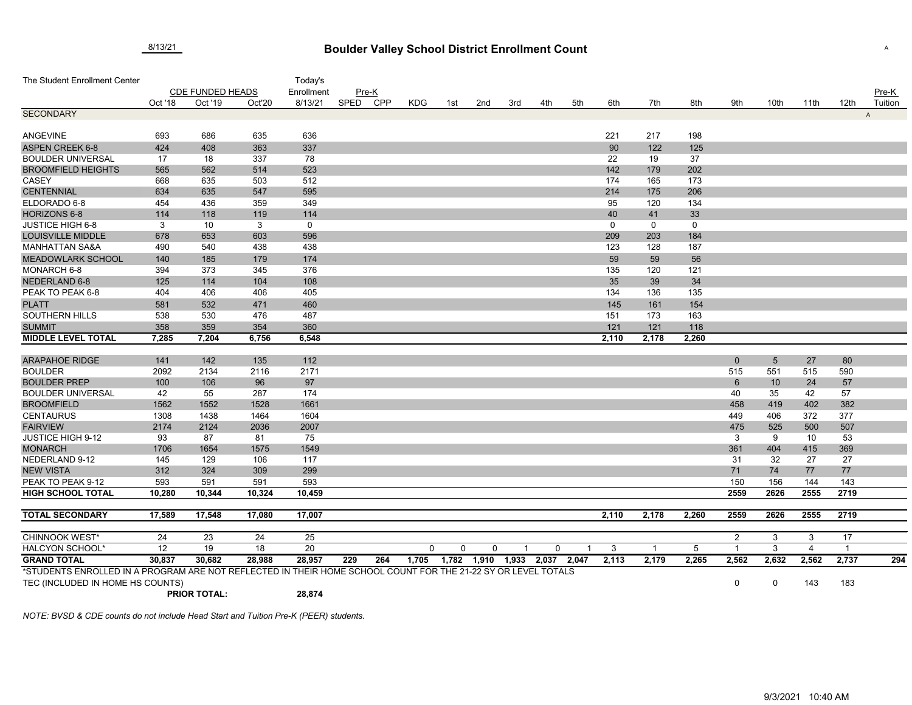8/13/21

# Boulder Valley School District Enrollment Count

| The Student Enrollment Center | CDE FUNDED HEADS | | | Today's Enrollment | Pre-K | | | | | | | | | | | | | | | Pre-K |
|---|---|---|---|---|---|---|---|---|---|---|---|---|---|---|---|---|---|---|---|---|
| | Oct '18 | Oct '19 | Oct'20 | 8/13/21 | SPED | CPP | KDG | 1st | 2nd | 3rd | 4th | 5th | 6th | 7th | 8th | 9th | 10th | 11th | 12th | Tuition |
| **SECONDARY** | | | | | | | | | | | | | | | | | | | | |
| ANGEVINE | 693 | 686 | 635 | 636 | | | | | | | | | 221 | 217 | 198 | | | | | |
| ASPEN CREEK 6-8 | 424 | 408 | 363 | 337 | | | | | | | | | 90 | 122 | 125 | | | | | |
| BOULDER UNIVERSAL | 17 | 18 | 337 | 78 | | | | | | | | | 22 | 19 | 37 | | | | | |
| BROOMFIELD HEIGHTS | 565 | 562 | 514 | 523 | | | | | | | | | 142 | 179 | 202 | | | | | |
| CASEY | 668 | 635 | 503 | 512 | | | | | | | | | 174 | 165 | 173 | | | | | |
| CENTENNIAL | 634 | 635 | 547 | 595 | | | | | | | | | 214 | 175 | 206 | | | | | |
| ELDORADO 6-8 | 454 | 436 | 359 | 349 | | | | | | | | | 95 | 120 | 134 | | | | | |
| HORIZONS 6-8 | 114 | 118 | 119 | 114 | | | | | | | | | 40 | 41 | 33 | | | | | |
| JUSTICE HIGH 6-8 | 3 | 10 | 3 | 0 | | | | | | | | | 0 | 0 | 0 | | | | | |
| LOUISVILLE MIDDLE | 678 | 653 | 603 | 596 | | | | | | | | | 209 | 203 | 184 | | | | | |
| MANHATTAN SA&A | 490 | 540 | 438 | 438 | | | | | | | | | 123 | 128 | 187 | | | | | |
| MEADOWLARK SCHOOL | 140 | 185 | 179 | 174 | | | | | | | | | 59 | 59 | 56 | | | | | |
| MONARCH 6-8 | 394 | 373 | 345 | 376 | | | | | | | | | 135 | 120 | 121 | | | | | |
| NEDERLAND 6-8 | 125 | 114 | 104 | 108 | | | | | | | | | 35 | 39 | 34 | | | | | |
| PEAK TO PEAK 6-8 | 404 | 406 | 406 | 405 | | | | | | | | | 134 | 136 | 135 | | | | | |
| PLATT | 581 | 532 | 471 | 460 | | | | | | | | | 145 | 161 | 154 | | | | | |
| SOUTHERN HILLS | 538 | 530 | 476 | 487 | | | | | | | | | 151 | 173 | 163 | | | | | |
| SUMMIT | 358 | 359 | 354 | 360 | | | | | | | | | 121 | 121 | 118 | | | | | |
| **MIDDLE LEVEL TOTAL** | **7,285** | **7,204** | **6,756** | **6,548** | | | | | | | | | **2,110** | **2,178** | **2,260** | | | | | |
| ARAPAHOE RIDGE | 141 | 142 | 135 | 112 | | | | | | | | | | | | 0 | 5 | 27 | 80 | |
| BOULDER | 2092 | 2134 | 2116 | 2171 | | | | | | | | | | | | 515 | 551 | 515 | 590 | |
| BOULDER PREP | 100 | 106 | 96 | 97 | | | | | | | | | | | | 6 | 10 | 24 | 57 | |
| BOULDER UNIVERSAL | 42 | 55 | 287 | 174 | | | | | | | | | | | | 40 | 35 | 42 | 57 | |
| BROOMFIELD | 1562 | 1552 | 1528 | 1661 | | | | | | | | | | | | 458 | 419 | 402 | 382 | |
| CENTAURUS | 1308 | 1438 | 1464 | 1604 | | | | | | | | | | | | 449 | 406 | 372 | 377 | |
| FAIRVIEW | 2174 | 2124 | 2036 | 2007 | | | | | | | | | | | | 475 | 525 | 500 | 507 | |
| JUSTICE HIGH 9-12 | 93 | 87 | 81 | 75 | | | | | | | | | | | | 3 | 9 | 10 | 53 | |
| MONARCH | 1706 | 1654 | 1575 | 1549 | | | | | | | | | | | | 361 | 404 | 415 | 369 | |
| NEDERLAND 9-12 | 145 | 129 | 106 | 117 | | | | | | | | | | | | 31 | 32 | 27 | 27 | |
| NEW VISTA | 312 | 324 | 309 | 299 | | | | | | | | | | | | 71 | 74 | 77 | 77 | |
| PEAK TO PEAK 9-12 | 593 | 591 | 591 | 593 | | | | | | | | | | | | 150 | 156 | 144 | 143 | |
| **HIGH SCHOOL TOTAL** | **10,280** | **10,344** | **10,324** | **10,459** | | | | | | | | | | | | **2559** | **2626** | **2555** | **2719** | |
| **TOTAL SECONDARY** | **17,589** | **17,548** | **17,080** | **17,007** | | | | | | | | | **2,110** | **2,178** | **2,260** | **2559** | **2626** | **2555** | **2719** | |
| CHINNOOK WEST* | 24 | 23 | 24 | 25 | | | | | | | | | | | | 2 | 3 | 3 | 17 | |
| HALCYON SCHOOL* | 12 | 19 | 18 | 20 | | | 0 | 0 | 0 | 1 | 0 | 1 | 3 | 1 | 5 | 1 | 3 | 4 | 1 | |
| **GRAND TOTAL** | **30,837** | **30,682** | **28,988** | **28,957** | **229** | **264** | **1,705** | **1,782** | **1,910** | **1,933** | **2,037** | **2,047** | **2,113** | **2,179** | **2,265** | **2,562** | **2,632** | **2,562** | **2,737** | **294** |
| *STUDENTS ENROLLED IN A PROGRAM ARE NOT REFLECTED IN THEIR HOME SCHOOL COUNT FOR THE 21-22 SY OR LEVEL TOTALS | | | | | | | | | | | | | | | | | | | | |
| TEC (INCLUDED IN HOME HS COUNTS) | | | | | | | | | | | | | | | | 0 | 0 | 143 | 183 | |
| **PRIOR TOTAL:** | | | | **28,874** | | | | | | | | | | | | | | | | |

*NOTE: BVSD & CDE counts do not include Head Start and Tuition Pre-K (PEER) students.*